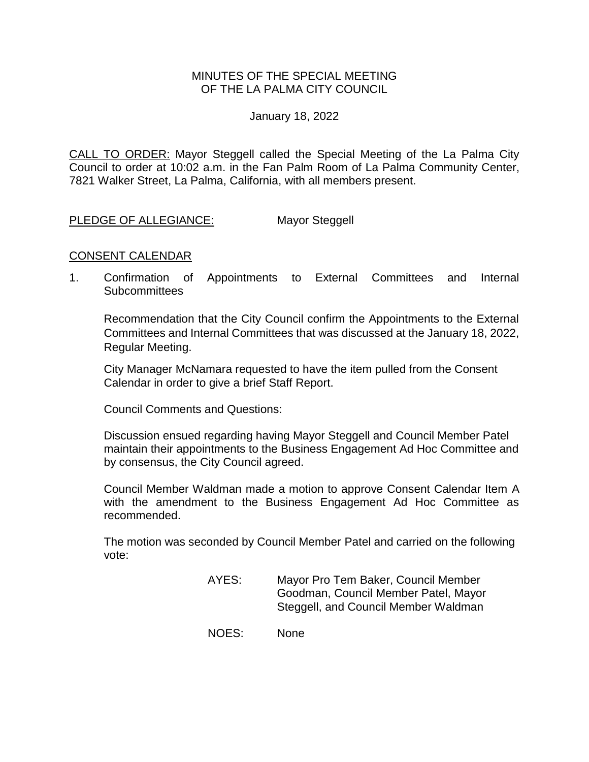# MINUTES OF THE SPECIAL MEETING OF THE LA PALMA CITY COUNCIL

January 18, 2022

CALL TO ORDER: Mayor Steggell called the Special Meeting of the La Palma City Council to order at 10:02 a.m. in the Fan Palm Room of La Palma Community Center, 7821 Walker Street, La Palma, California, with all members present.

PLEDGE OF ALLEGIANCE: Mayor Steggell

## CONSENT CALENDAR

1. Confirmation of Appointments to External Committees and Internal Subcommittees

   Recommendation that the City Council confirm the Appointments to the External Committees and Internal Committees that was discussed at the January 18, 2022, Regular Meeting.

   City Manager McNamara requested to have the item pulled from the Consent Calendar in order to give a brief Staff Report.

   Council Comments and Questions:

   Discussion ensued regarding having Mayor Steggell and Council Member Patel maintain their appointments to the Business Engagement Ad Hoc Committee and by consensus, the City Council agreed.

   Council Member Waldman made a motion to approve Consent Calendar Item A with the amendment to the Business Engagement Ad Hoc Committee as recommended.

   The motion was seconded by Council Member Patel and carried on the following vote:

   AYES: Mayor Pro Tem Baker, Council Member Goodman, Council Member Patel, Mayor Steggell, and Council Member Waldman

   NOES: None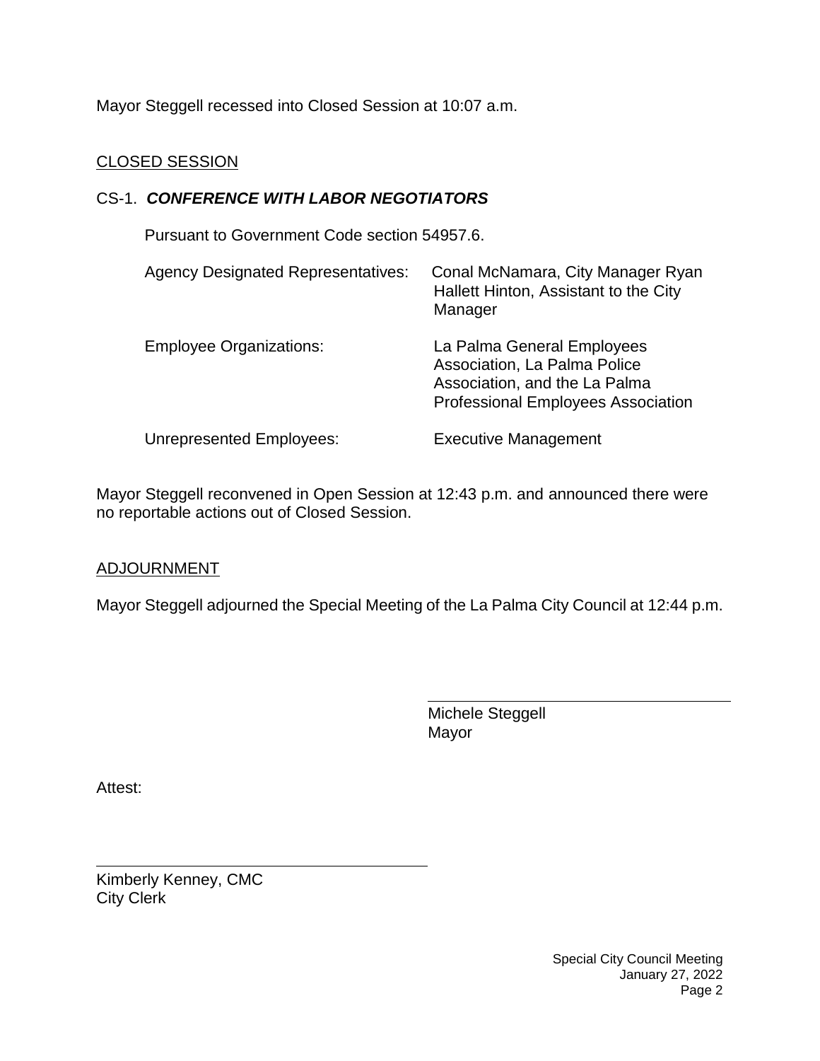Mayor Steggell recessed into Closed Session at 10:07 a.m.

CLOSED SESSION

CS-1. ***CONFERENCE WITH LABOR NEGOTIATORS***

Pursuant to Government Code section 54957.6.

| | |
|---|---|
| Agency Designated Representatives: | Conal McNamara, City Manager Ryan Hallett Hinton, Assistant to the City Manager |
| Employee Organizations: | La Palma General Employees Association, La Palma Police Association, and the La Palma Professional Employees Association |
| Unrepresented Employees: | Executive Management |

Mayor Steggell reconvened in Open Session at 12:43 p.m. and announced there were no reportable actions out of Closed Session.

ADJOURNMENT

Mayor Steggell adjourned the Special Meeting of the La Palma City Council at 12:44 p.m.

Michele Steggell
Mayor

Attest:

Kimberly Kenney, CMC
City Clerk